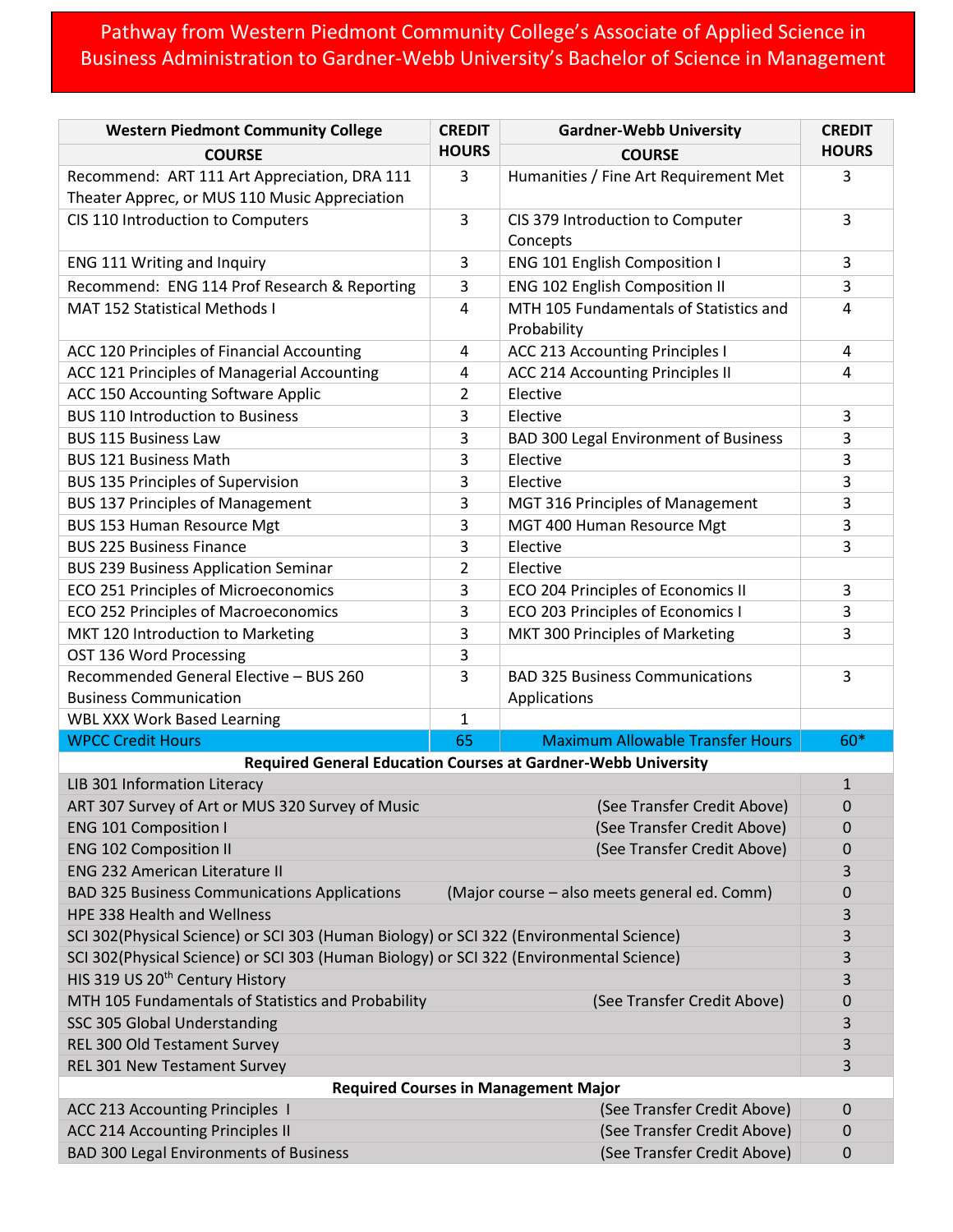# Pathway from Western Piedmont Community College's Associate of Applied Science in Business Administration to Gardner-Webb University's Bachelor of Science in Management

| Western Piedmont Community College COURSE | CREDIT HOURS | Gardner-Webb University COURSE | CREDIT HOURS |
|---|---|---|---|
| Recommend: ART 111 Art Appreciation, DRA 111 Theater Apprec, or MUS 110 Music Appreciation | 3 | Humanities / Fine Art Requirement Met | 3 |
| CIS 110 Introduction to Computers | 3 | CIS 379 Introduction to Computer Concepts | 3 |
| ENG 111 Writing and Inquiry | 3 | ENG 101 English Composition I | 3 |
| Recommend: ENG 114 Prof Research & Reporting | 3 | ENG 102 English Composition II | 3 |
| MAT 152 Statistical Methods I | 4 | MTH 105 Fundamentals of Statistics and Probability | 4 |
| ACC 120 Principles of Financial Accounting | 4 | ACC 213 Accounting Principles I | 4 |
| ACC 121 Principles of Managerial Accounting | 4 | ACC 214 Accounting Principles II | 4 |
| ACC 150 Accounting Software Applic | 2 | Elective | |
| BUS 110 Introduction to Business | 3 | Elective | 3 |
| BUS 115 Business Law | 3 | BAD 300 Legal Environment of Business | 3 |
| BUS 121 Business Math | 3 | Elective | 3 |
| BUS 135 Principles of Supervision | 3 | Elective | 3 |
| BUS 137 Principles of Management | 3 | MGT 316 Principles of Management | 3 |
| BUS 153 Human Resource Mgt | 3 | MGT 400 Human Resource Mgt | 3 |
| BUS 225 Business Finance | 3 | Elective | 3 |
| BUS 239 Business Application Seminar | 2 | Elective | |
| ECO 251 Principles of Microeconomics | 3 | ECO 204 Principles of Economics II | 3 |
| ECO 252 Principles of Macroeconomics | 3 | ECO 203 Principles of Economics I | 3 |
| MKT 120 Introduction to Marketing | 3 | MKT 300 Principles of Marketing | 3 |
| OST 136 Word Processing | 3 | | |
| Recommended General Elective – BUS 260 Business Communication | 3 | BAD 325 Business Communications Applications | 3 |
| WBL XXX Work Based Learning | 1 | | |
| WPCC Credit Hours | 65 | Maximum Allowable Transfer Hours | 60* |

| Required General Education Courses at Gardner-Webb University | | |
|---|---|---|
| LIB 301 Information Literacy | | 1 |
| ART 307 Survey of Art or MUS 320 Survey of Music | (See Transfer Credit Above) | 0 |
| ENG 101 Composition I | (See Transfer Credit Above) | 0 |
| ENG 102 Composition II | (See Transfer Credit Above) | 0 |
| ENG 232 American Literature II | | 3 |
| BAD 325 Business Communications Applications | (Major course – also meets general ed. Comm) | 0 |
| HPE 338 Health and Wellness | | 3 |
| SCI 302(Physical Science) or SCI 303 (Human Biology) or SCI 322 (Environmental Science) | | 3 |
| SCI 302(Physical Science) or SCI 303 (Human Biology) or SCI 322 (Environmental Science) | | 3 |
| HIS 319 US 20th Century History | | 3 |
| MTH 105 Fundamentals of Statistics and Probability | (See Transfer Credit Above) | 0 |
| SSC 305 Global Understanding | | 3 |
| REL 300 Old Testament Survey | | 3 |
| REL 301 New Testament Survey | | 3 |
| **Required Courses in Management Major** | | |
| ACC 213 Accounting Principles I | (See Transfer Credit Above) | 0 |
| ACC 214 Accounting Principles II | (See Transfer Credit Above) | 0 |
| BAD 300 Legal Environments of Business | (See Transfer Credit Above) | 0 |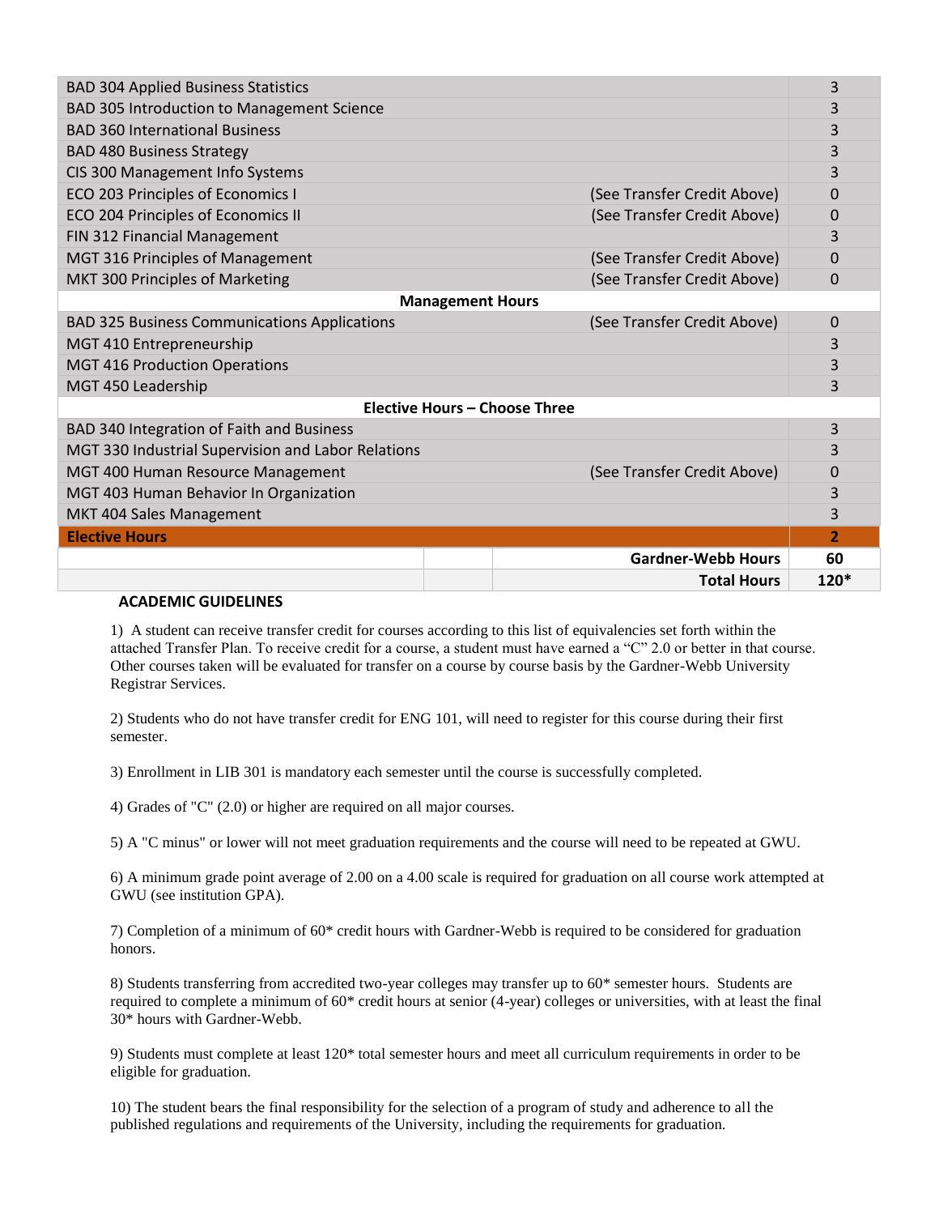| Course | Note | Hours |
|---|---|---|
| BAD 304 Applied Business Statistics | | 3 |
| BAD 305 Introduction to Management Science | | 3 |
| BAD 360 International Business | | 3 |
| BAD 480 Business Strategy | | 3 |
| CIS 300 Management Info Systems | | 3 |
| ECO 203 Principles of Economics I | (See Transfer Credit Above) | 0 |
| ECO 204 Principles of Economics II | (See Transfer Credit Above) | 0 |
| FIN 312 Financial Management | | 3 |
| MGT 316 Principles of Management | (See Transfer Credit Above) | 0 |
| MKT 300 Principles of Marketing | (See Transfer Credit Above) | 0 |
| **Management Hours** | | |
| BAD 325 Business Communications Applications | (See Transfer Credit Above) | 0 |
| MGT 410 Entrepreneurship | | 3 |
| MGT 416 Production Operations | | 3 |
| MGT 450 Leadership | | 3 |
| **Elective Hours – Choose Three** | | |
| BAD 340 Integration of Faith and Business | | 3 |
| MGT 330 Industrial Supervision and Labor Relations | | 3 |
| MGT 400 Human Resource Management | (See Transfer Credit Above) | 0 |
| MGT 403 Human Behavior In Organization | | 3 |
| MKT 404 Sales Management | | 3 |
| **Elective Hours** | | **2** |
| | **Gardner-Webb Hours** | **60** |
| | **Total Hours** | **120*** |

**ACADEMIC GUIDELINES**

1) A student can receive transfer credit for courses according to this list of equivalencies set forth within the attached Transfer Plan. To receive credit for a course, a student must have earned a "C" 2.0 or better in that course. Other courses taken will be evaluated for transfer on a course by course basis by the Gardner-Webb University Registrar Services.

2) Students who do not have transfer credit for ENG 101, will need to register for this course during their first semester.

3) Enrollment in LIB 301 is mandatory each semester until the course is successfully completed.

4) Grades of "C" (2.0) or higher are required on all major courses.

5) A "C minus" or lower will not meet graduation requirements and the course will need to be repeated at GWU.

6) A minimum grade point average of 2.00 on a 4.00 scale is required for graduation on all course work attempted at GWU (see institution GPA).

7) Completion of a minimum of 60* credit hours with Gardner-Webb is required to be considered for graduation honors.

8) Students transferring from accredited two-year colleges may transfer up to 60* semester hours. Students are required to complete a minimum of 60* credit hours at senior (4-year) colleges or universities, with at least the final 30* hours with Gardner-Webb.

9) Students must complete at least 120* total semester hours and meet all curriculum requirements in order to be eligible for graduation.

10) The student bears the final responsibility for the selection of a program of study and adherence to all the published regulations and requirements of the University, including the requirements for graduation.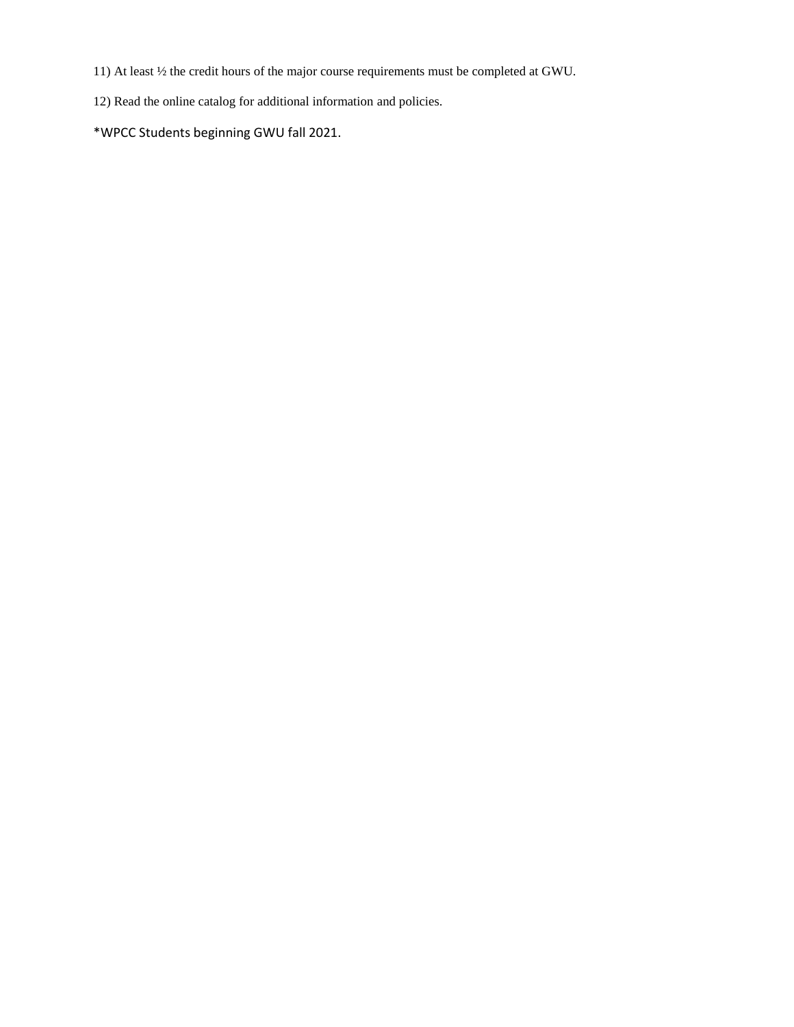11) At least ½ the credit hours of the major course requirements must be completed at GWU.

12) Read the online catalog for additional information and policies.

*WPCC Students beginning GWU fall 2021.